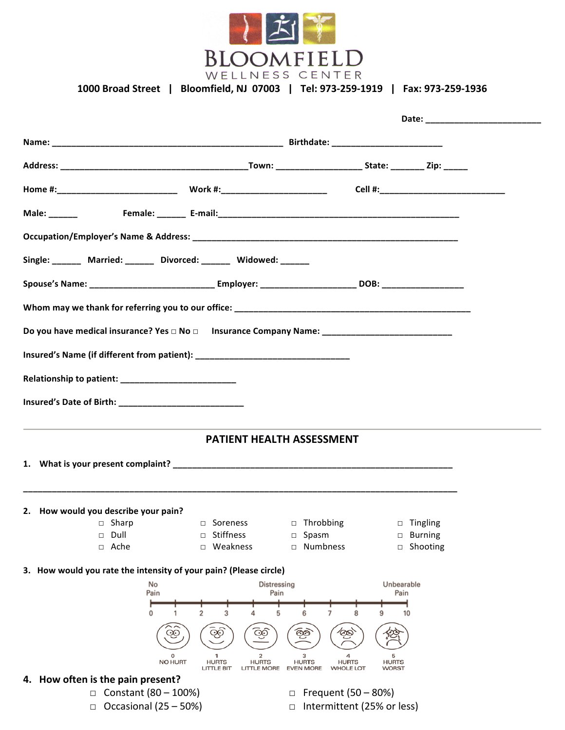# BLOOMFIELD

WELLNESS CENTER

**1000 Broad Street | Bloomfield, NJ 07003 | Tel: 973-259-1919 | Fax: 973-259-1936**

**Date:** ________________________

**Name:** ________________________________________________ **Birthdate:** ______________________

**Address:** _______________________________________ **Town:** _________________ **State:** _______ **Zip:** _____

**Home #:** _________________________ **Work #:** ______________________ **Cell #:** __________________________

**Male:** ______ **Female:** ______ **E-mail:** __________________________________________________

**Occupation/Employer's Name & Address:** _______________________________________________________

**Single:** ______ **Married:** ______ **Divorced:** ______ **Widowed:** ______

**Spouse's Name:** __________________________ **Employer:** ____________________ **DOB:** _________________

**Whom may we thank for referring you to our office:** __________________________________________________

**Do you have medical insurance? Yes □ No □ Insurance Company Name:** ___________________________

**Insured's Name (if different from patient):** ________________________________

**Relationship to patient:** ________________________

**Insured's Date of Birth:** __________________________

---

## PATIENT HEALTH ASSESSMENT

**1. What is your present complaint?** __________________________________________________________

_________________________________________________________________________________________

**2. How would you describe your pain?**

- □ Sharp
- □ Dull
- □ Ache
- □ Soreness
- □ Stiffness
- □ Weakness
- □ Throbbing
- □ Spasm
- □ Numbness
- □ Tingling
- □ Burning
- □ Shooting

**3. How would you rate the intensity of your pain? (Please circle)**

No Pain — Distressing Pain — Unbearable Pain

0 1 2 3 4 5 6 7 8 9 10

0 NO HURT | 1 HURTS LITTLE BIT | 2 HURTS LITTLE MORE | 3 HURTS EVEN MORE | 4 HURTS WHOLE LOT | 5 HURTS WORST

**4. How often is the pain present?**

- □ Constant (80 – 100%)
- □ Frequent (50 – 80%)
- □ Occasional (25 – 50%)
- □ Intermittent (25% or less)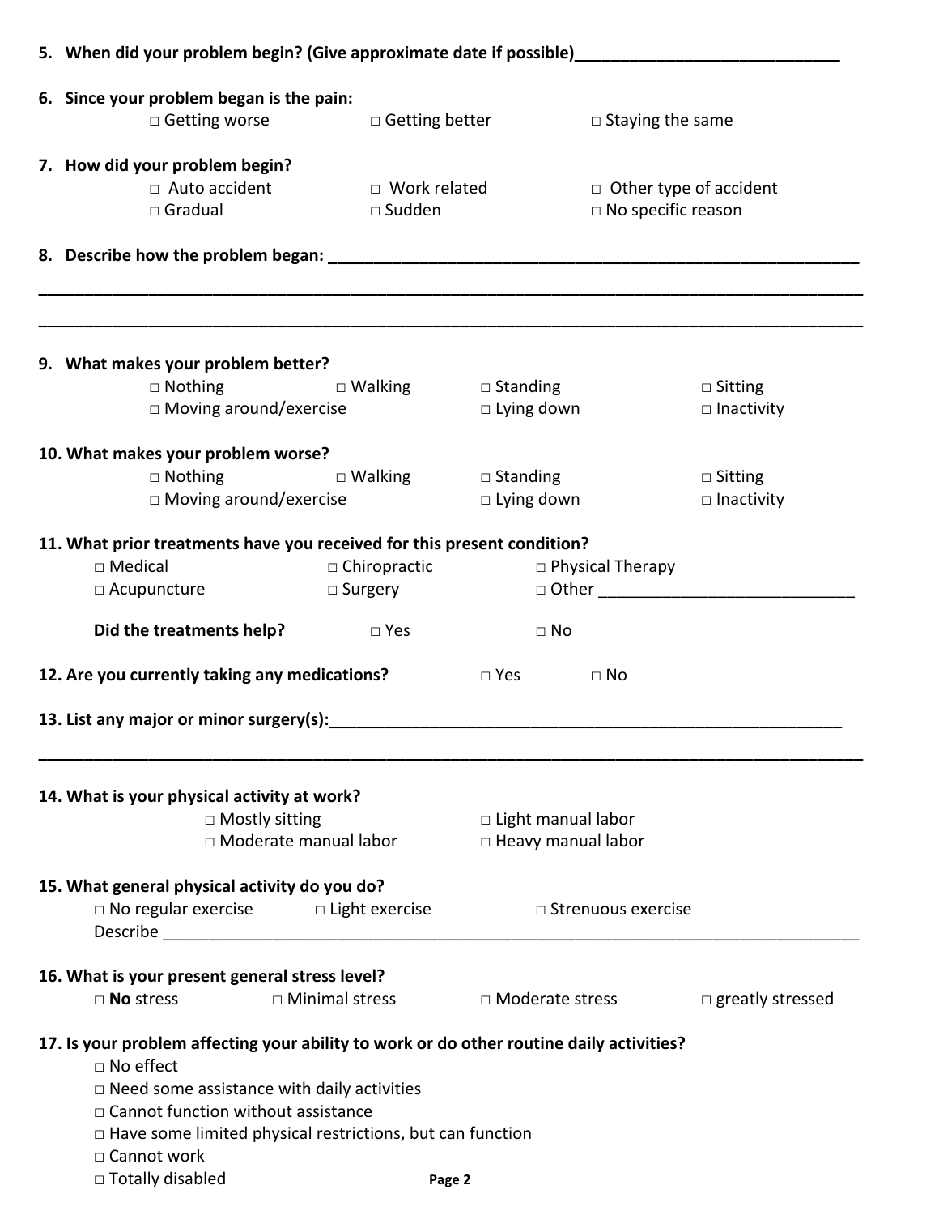5. **When did your problem begin? (Give approximate date if possible)**______________________________

6. **Since your problem began is the pain:**

   □ Getting worse　　□ Getting better　　□ Staying the same

7. **How did your problem begin?**

   □ Auto accident　　□ Work related　　□ Other type of accident

   □ Gradual　　□ Sudden　　□ No specific reason

8. **Describe how the problem began:** ______________________________________________________________

   ______________________________________________________________________________________________

   ______________________________________________________________________________________________

9. **What makes your problem better?**

   □ Nothing　　□ Walking　　□ Standing　　□ Sitting

   □ Moving around/exercise　　□ Lying down　　□ Inactivity

10. **What makes your problem worse?**

    □ Nothing　　□ Walking　　□ Standing　　□ Sitting

    □ Moving around/exercise　　□ Lying down　　□ Inactivity

11. **What prior treatments have you received for this present condition?**

    □ Medical　　□ Chiropractic　　□ Physical Therapy

    □ Acupuncture　　□ Surgery　　□ Other ____________________________

    **Did the treatments help?**　　□ Yes　　□ No

12. **Are you currently taking any medications?**　　□ Yes　　□ No

13. **List any major or minor surgery(s):**___________________________________________________________

    ______________________________________________________________________________________________

14. **What is your physical activity at work?**

    □ Mostly sitting　　□ Light manual labor

    □ Moderate manual labor　　□ Heavy manual labor

15. **What general physical activity do you do?**

    □ No regular exercise　　□ Light exercise　　□ Strenuous exercise

    Describe _______________________________________________________________________________

16. **What is your present general stress level?**

    □ **No** stress　　□ Minimal stress　　□ Moderate stress　　□ greatly stressed

17. **Is your problem affecting your ability to work or do other routine daily activities?**

    □ No effect

    □ Need some assistance with daily activities

    □ Cannot function without assistance

    □ Have some limited physical restrictions, but can function

    □ Cannot work

    □ Totally disabled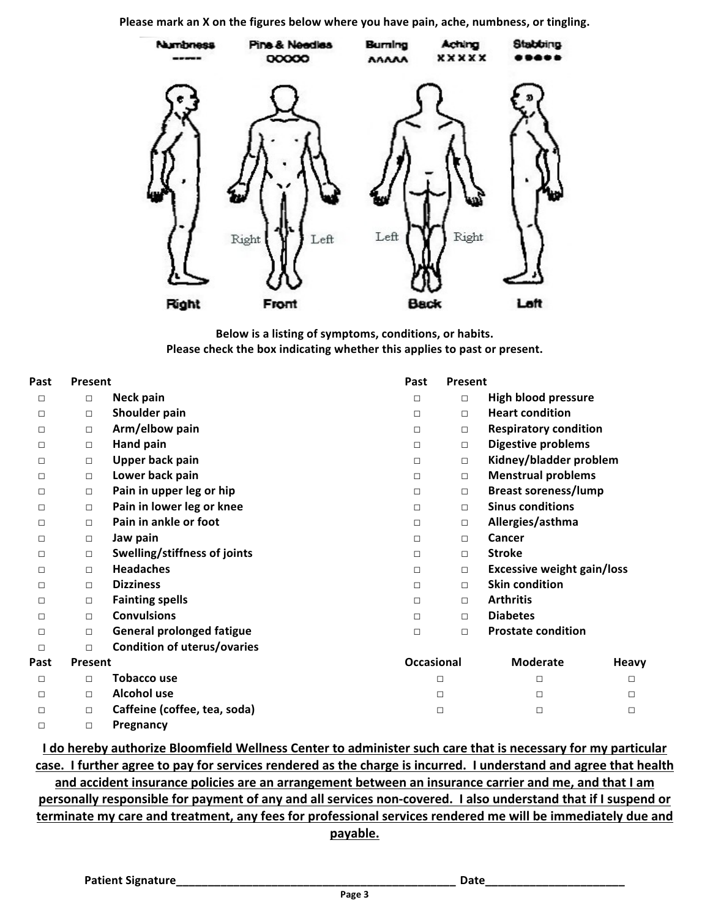**Please mark an X on the figures below where you have pain, ache, numbness, or tingling.**

Numbness ----- | Pins & Needles OOOOO | Burning ^^^^^ | Aching XXXXX | Stabbing ●●●●●

Right | Front | Back | Left

Right | Left | Left | Right

**Below is a listing of symptoms, conditions, or habits.**
**Please check the box indicating whether this applies to past or present.**

| Past | Present | | Past | Present | |
|---|---|---|---|---|---|
| ☐ | ☐ | **Neck pain** | ☐ | ☐ | **High blood pressure** |
| ☐ | ☐ | **Shoulder pain** | ☐ | ☐ | **Heart condition** |
| ☐ | ☐ | **Arm/elbow pain** | ☐ | ☐ | **Respiratory condition** |
| ☐ | ☐ | **Hand pain** | ☐ | ☐ | **Digestive problems** |
| ☐ | ☐ | **Upper back pain** | ☐ | ☐ | **Kidney/bladder problem** |
| ☐ | ☐ | **Lower back pain** | ☐ | ☐ | **Menstrual problems** |
| ☐ | ☐ | **Pain in upper leg or hip** | ☐ | ☐ | **Breast soreness/lump** |
| ☐ | ☐ | **Pain in lower leg or knee** | ☐ | ☐ | **Sinus conditions** |
| ☐ | ☐ | **Pain in ankle or foot** | ☐ | ☐ | **Allergies/asthma** |
| ☐ | ☐ | **Jaw pain** | ☐ | ☐ | **Cancer** |
| ☐ | ☐ | **Swelling/stiffness of joints** | ☐ | ☐ | **Stroke** |
| ☐ | ☐ | **Headaches** | ☐ | ☐ | **Excessive weight gain/loss** |
| ☐ | ☐ | **Dizziness** | ☐ | ☐ | **Skin condition** |
| ☐ | ☐ | **Fainting spells** | ☐ | ☐ | **Arthritis** |
| ☐ | ☐ | **Convulsions** | ☐ | ☐ | **Diabetes** |
| ☐ | ☐ | **General prolonged fatigue** | ☐ | ☐ | **Prostate condition** |
| ☐ | ☐ | **Condition of uterus/ovaries** | | | |

| Past | Present | | Occasional | Moderate | Heavy |
|---|---|---|---|---|---|
| ☐ | ☐ | **Tobacco use** | ☐ | ☐ | ☐ |
| ☐ | ☐ | **Alcohol use** | ☐ | ☐ | ☐ |
| ☐ | ☐ | **Caffeine (coffee, tea, soda)** | ☐ | ☐ | ☐ |
| ☐ | ☐ | **Pregnancy** | | | |

**I do hereby authorize Bloomfield Wellness Center to administer such care that is necessary for my particular case. I further agree to pay for services rendered as the charge is incurred. I understand and agree that health and accident insurance policies are an arrangement between an insurance carrier and me, and that I am personally responsible for payment of any and all services non-covered. I also understand that if I suspend or terminate my care and treatment, any fees for professional services rendered me will be immediately due and payable.**

**Patient Signature**_______________________________________________ **Date**______________________